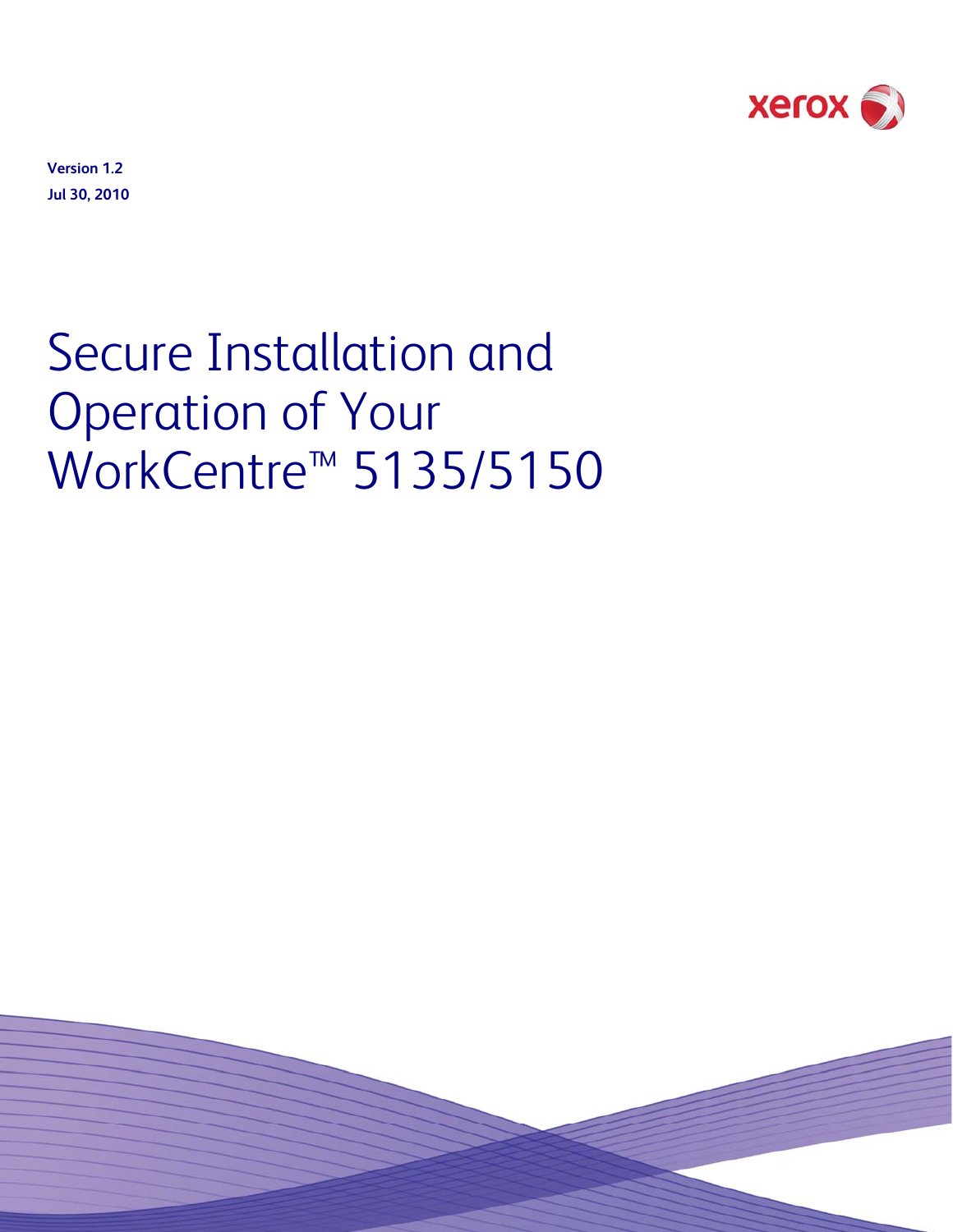xerox

**Version 1.2**
**Jul 30, 2010**

# Secure Installation and Operation of Your WorkCentre™ 5135/5150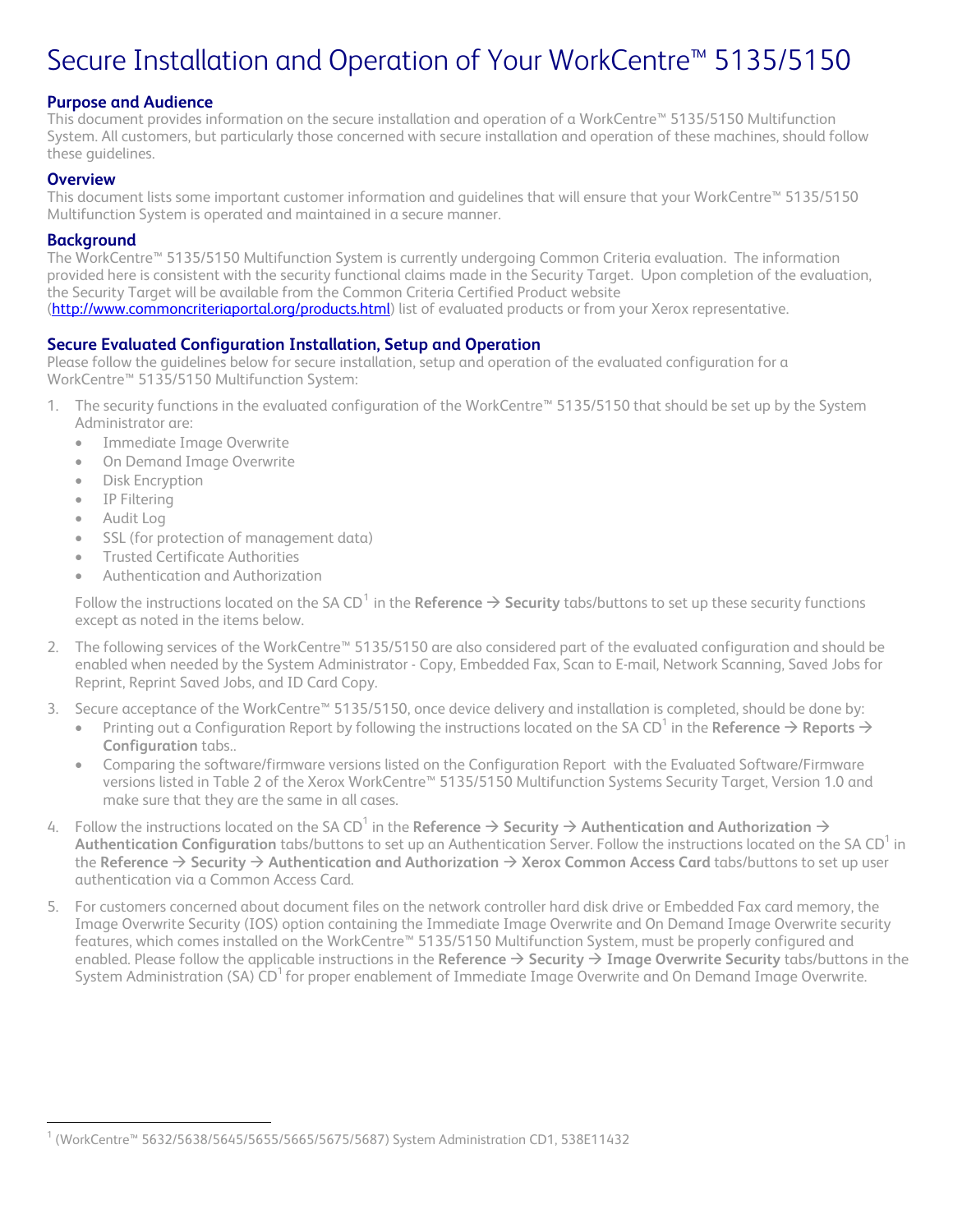# Secure Installation and Operation of Your WorkCentre™ 5135/5150

### Purpose and Audience

This document provides information on the secure installation and operation of a WorkCentre™ 5135/5150 Multifunction System. All customers, but particularly those concerned with secure installation and operation of these machines, should follow these guidelines.

### Overview

This document lists some important customer information and guidelines that will ensure that your WorkCentre™ 5135/5150 Multifunction System is operated and maintained in a secure manner.

### Background

The WorkCentre™ 5135/5150 Multifunction System is currently undergoing Common Criteria evaluation. The information provided here is consistent with the security functional claims made in the Security Target. Upon completion of the evaluation, the Security Target will be available from the Common Criteria Certified Product website (http://www.commoncriteriaportal.org/products.html) list of evaluated products or from your Xerox representative.

### Secure Evaluated Configuration Installation, Setup and Operation

Please follow the guidelines below for secure installation, setup and operation of the evaluated configuration for a WorkCentre™ 5135/5150 Multifunction System:

1. The security functions in the evaluated configuration of the WorkCentre™ 5135/5150 that should be set up by the System Administrator are:
   - Immediate Image Overwrite
   - On Demand Image Overwrite
   - Disk Encryption
   - IP Filtering
   - Audit Log
   - SSL (for protection of management data)
   - Trusted Certificate Authorities
   - Authentication and Authorization

   Follow the instructions located on the SA CD[1] in the **Reference → Security** tabs/buttons to set up these security functions except as noted in the items below.

2. The following services of the WorkCentre™ 5135/5150 are also considered part of the evaluated configuration and should be enabled when needed by the System Administrator - Copy, Embedded Fax, Scan to E-mail, Network Scanning, Saved Jobs for Reprint, Reprint Saved Jobs, and ID Card Copy.

3. Secure acceptance of the WorkCentre™ 5135/5150, once device delivery and installation is completed, should be done by:
   - Printing out a Configuration Report by following the instructions located on the SA CD[1] in the **Reference → Reports → Configuration** tabs..
   - Comparing the software/firmware versions listed on the Configuration Report with the Evaluated Software/Firmware versions listed in Table 2 of the Xerox WorkCentre™ 5135/5150 Multifunction Systems Security Target, Version 1.0 and make sure that they are the same in all cases.

4. Follow the instructions located on the SA CD[1] in the **Reference → Security → Authentication and Authorization → Authentication Configuration** tabs/buttons to set up an Authentication Server. Follow the instructions located on the SA CD[1] in the **Reference → Security → Authentication and Authorization → Xerox Common Access Card** tabs/buttons to set up user authentication via a Common Access Card.

5. For customers concerned about document files on the network controller hard disk drive or Embedded Fax card memory, the Image Overwrite Security (IOS) option containing the Immediate Image Overwrite and On Demand Image Overwrite security features, which comes installed on the WorkCentre™ 5135/5150 Multifunction System, must be properly configured and enabled. Please follow the applicable instructions in the **Reference → Security → Image Overwrite Security** tabs/buttons in the System Administration (SA) CD[1] for proper enablement of Immediate Image Overwrite and On Demand Image Overwrite.

---

[1] (WorkCentre™ 5632/5638/5645/5655/5665/5675/5687) System Administration CD1, 538E11432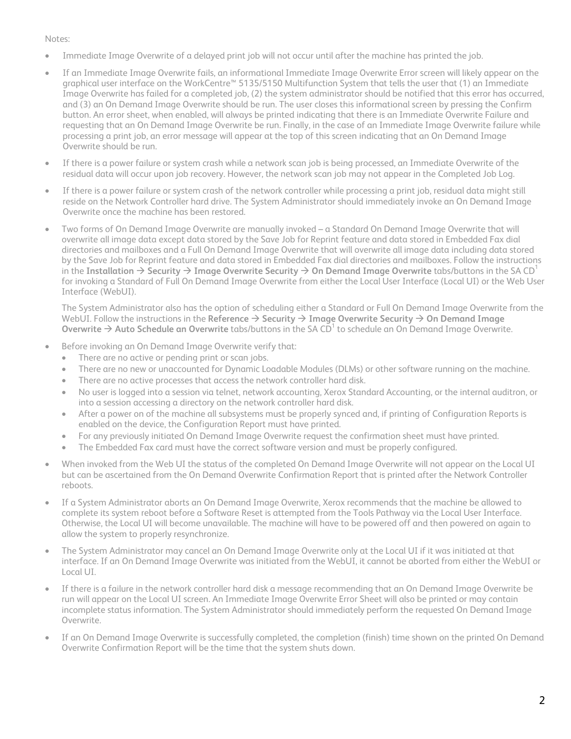Notes:

- Immediate Image Overwrite of a delayed print job will not occur until after the machine has printed the job.
- If an Immediate Image Overwrite fails, an informational Immediate Image Overwrite Error screen will likely appear on the graphical user interface on the WorkCentre™ 5135/5150 Multifunction System that tells the user that (1) an Immediate Image Overwrite has failed for a completed job, (2) the system administrator should be notified that this error has occurred, and (3) an On Demand Image Overwrite should be run. The user closes this informational screen by pressing the Confirm button. An error sheet, when enabled, will always be printed indicating that there is an Immediate Overwrite Failure and requesting that an On Demand Image Overwrite be run. Finally, in the case of an Immediate Image Overwrite failure while processing a print job, an error message will appear at the top of this screen indicating that an On Demand Image Overwrite should be run.
- If there is a power failure or system crash while a network scan job is being processed, an Immediate Overwrite of the residual data will occur upon job recovery. However, the network scan job may not appear in the Completed Job Log.
- If there is a power failure or system crash of the network controller while processing a print job, residual data might still reside on the Network Controller hard drive. The System Administrator should immediately invoke an On Demand Image Overwrite once the machine has been restored.
- Two forms of On Demand Image Overwrite are manually invoked – a Standard On Demand Image Overwrite that will overwrite all image data except data stored by the Save Job for Reprint feature and data stored in Embedded Fax dial directories and mailboxes and a Full On Demand Image Overwrite that will overwrite all image data including data stored by the Save Job for Reprint feature and data stored in Embedded Fax dial directories and mailboxes. Follow the instructions in the **Installation → Security → Image Overwrite Security → On Demand Image Overwrite** tabs/buttons in the SA CD[1] for invoking a Standard of Full On Demand Image Overwrite from either the Local User Interface (Local UI) or the Web User Interface (WebUI).

  The System Administrator also has the option of scheduling either a Standard or Full On Demand Image Overwrite from the WebUI. Follow the instructions in the **Reference → Security → Image Overwrite Security → On Demand Image Overwrite → Auto Schedule an Overwrite** tabs/buttons in the SA CD[1] to schedule an On Demand Image Overwrite.
- Before invoking an On Demand Image Overwrite verify that:
  - There are no active or pending print or scan jobs.
  - There are no new or unaccounted for Dynamic Loadable Modules (DLMs) or other software running on the machine.
  - There are no active processes that access the network controller hard disk.
  - No user is logged into a session via telnet, network accounting, Xerox Standard Accounting, or the internal auditron, or into a session accessing a directory on the network controller hard disk.
  - After a power on of the machine all subsystems must be properly synced and, if printing of Configuration Reports is enabled on the device, the Configuration Report must have printed.
  - For any previously initiated On Demand Image Overwrite request the confirmation sheet must have printed.
  - The Embedded Fax card must have the correct software version and must be properly configured.
- When invoked from the Web UI the status of the completed On Demand Image Overwrite will not appear on the Local UI but can be ascertained from the On Demand Overwrite Confirmation Report that is printed after the Network Controller reboots.
- If a System Administrator aborts an On Demand Image Overwrite, Xerox recommends that the machine be allowed to complete its system reboot before a Software Reset is attempted from the Tools Pathway via the Local User Interface. Otherwise, the Local UI will become unavailable. The machine will have to be powered off and then powered on again to allow the system to properly resynchronize.
- The System Administrator may cancel an On Demand Image Overwrite only at the Local UI if it was initiated at that interface. If an On Demand Image Overwrite was initiated from the WebUI, it cannot be aborted from either the WebUI or Local UI.
- If there is a failure in the network controller hard disk a message recommending that an On Demand Image Overwrite be run will appear on the Local UI screen. An Immediate Image Overwrite Error Sheet will also be printed or may contain incomplete status information. The System Administrator should immediately perform the requested On Demand Image Overwrite.
- If an On Demand Image Overwrite is successfully completed, the completion (finish) time shown on the printed On Demand Overwrite Confirmation Report will be the time that the system shuts down.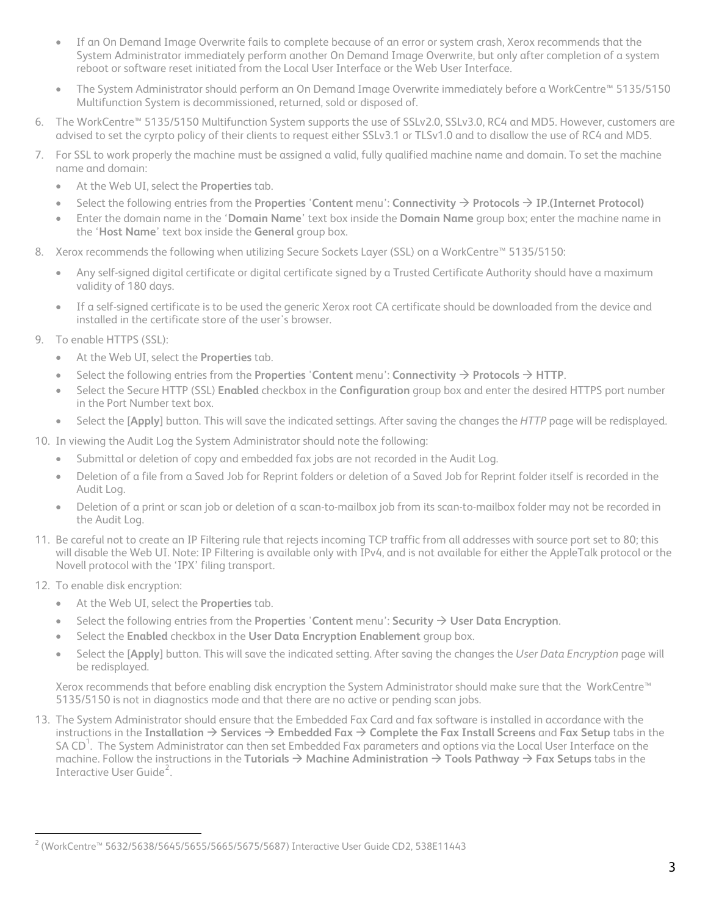- If an On Demand Image Overwrite fails to complete because of an error or system crash, Xerox recommends that the System Administrator immediately perform another On Demand Image Overwrite, but only after completion of a system reboot or software reset initiated from the Local User Interface or the Web User Interface.
- The System Administrator should perform an On Demand Image Overwrite immediately before a WorkCentre™ 5135/5150 Multifunction System is decommissioned, returned, sold or disposed of.

6. The WorkCentre™ 5135/5150 Multifunction System supports the use of SSLv2.0, SSLv3.0, RC4 and MD5. However, customers are advised to set the cyrpto policy of their clients to request either SSLv3.1 or TLSv1.0 and to disallow the use of RC4 and MD5.
7. For SSL to work properly the machine must be assigned a valid, fully qualified machine name and domain. To set the machine name and domain:
   - At the Web UI, select the **Properties** tab.
   - Select the following entries from the **Properties** '**Content** menu': **Connectivity** → **Protocols** → **IP.(Internet Protocol)**
   - Enter the domain name in the '**Domain Name**' text box inside the **Domain Name** group box; enter the machine name in the '**Host Name**' text box inside the **General** group box.
8. Xerox recommends the following when utilizing Secure Sockets Layer (SSL) on a WorkCentre™ 5135/5150:
   - Any self-signed digital certificate or digital certificate signed by a Trusted Certificate Authority should have a maximum validity of 180 days.
   - If a self-signed certificate is to be used the generic Xerox root CA certificate should be downloaded from the device and installed in the certificate store of the user's browser.
9. To enable HTTPS (SSL):
   - At the Web UI, select the **Properties** tab.
   - Select the following entries from the **Properties** '**Content** menu': **Connectivity** → **Protocols** → **HTTP**.
   - Select the Secure HTTP (SSL) **Enabled** checkbox in the **Configuration** group box and enter the desired HTTPS port number in the Port Number text box.
   - Select the [**Apply**] button. This will save the indicated settings. After saving the changes the *HTTP* page will be redisplayed.
10. In viewing the Audit Log the System Administrator should note the following:
    - Submittal or deletion of copy and embedded fax jobs are not recorded in the Audit Log.
    - Deletion of a file from a Saved Job for Reprint folders or deletion of a Saved Job for Reprint folder itself is recorded in the Audit Log.
    - Deletion of a print or scan job or deletion of a scan-to-mailbox job from its scan-to-mailbox folder may not be recorded in the Audit Log.
11. Be careful not to create an IP Filtering rule that rejects incoming TCP traffic from all addresses with source port set to 80; this will disable the Web UI. Note: IP Filtering is available only with IPv4, and is not available for either the AppleTalk protocol or the Novell protocol with the 'IPX' filing transport.
12. To enable disk encryption:
    - At the Web UI, select the **Properties** tab.
    - Select the following entries from the **Properties** '**Content** menu': **Security** → **User Data Encryption**.
    - Select the **Enabled** checkbox in the **User Data Encryption Enablement** group box.
    - Select the [**Apply**] button. This will save the indicated setting. After saving the changes the *User Data Encryption* page will be redisplayed.

    Xerox recommends that before enabling disk encryption the System Administrator should make sure that the WorkCentre™ 5135/5150 is not in diagnostics mode and that there are no active or pending scan jobs.
13. The System Administrator should ensure that the Embedded Fax Card and fax software is installed in accordance with the instructions in the **Installation** → **Services** → **Embedded Fax** → **Complete the Fax Install Screens** and **Fax Setup** tabs in the SA CD[1]. The System Administrator can then set Embedded Fax parameters and options via the Local User Interface on the machine. Follow the instructions in the **Tutorials** → **Machine Administration** → **Tools Pathway** → **Fax Setups** tabs in the Interactive User Guide[2].

---

[2] (WorkCentre™ 5632/5638/5645/5655/5665/5675/5687) Interactive User Guide CD2, 538E11443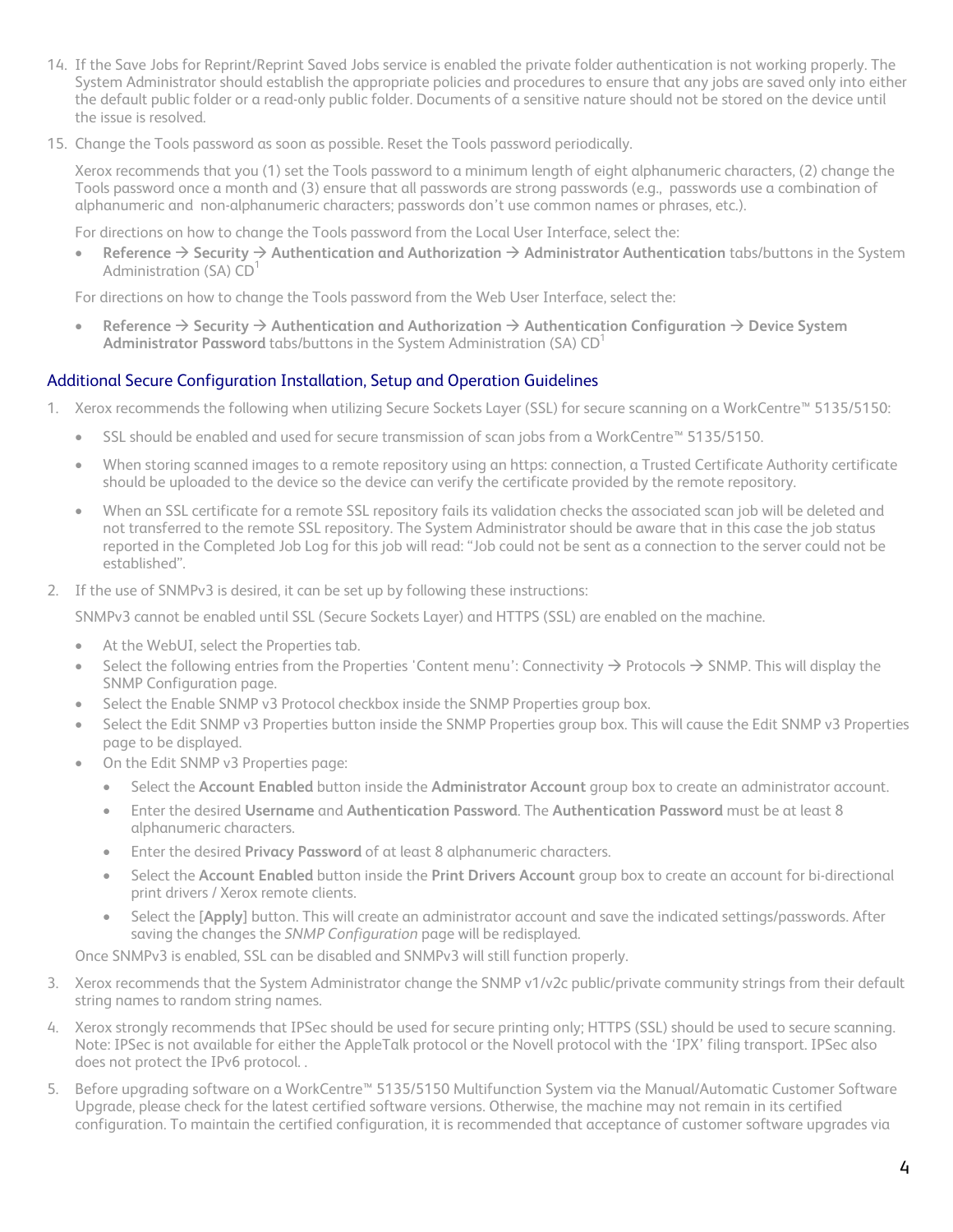14. If the Save Jobs for Reprint/Reprint Saved Jobs service is enabled the private folder authentication is not working properly. The System Administrator should establish the appropriate policies and procedures to ensure that any jobs are saved only into either the default public folder or a read-only public folder. Documents of a sensitive nature should not be stored on the device until the issue is resolved.

15. Change the Tools password as soon as possible. Reset the Tools password periodically.

    Xerox recommends that you (1) set the Tools password to a minimum length of eight alphanumeric characters, (2) change the Tools password once a month and (3) ensure that all passwords are strong passwords (e.g., passwords use a combination of alphanumeric and non-alphanumeric characters; passwords don't use common names or phrases, etc.).

    For directions on how to change the Tools password from the Local User Interface, select the:

    - **Reference → Security → Authentication and Authorization → Administrator Authentication** tabs/buttons in the System Administration (SA) CD[1]

    For directions on how to change the Tools password from the Web User Interface, select the:

    - **Reference → Security → Authentication and Authorization → Authentication Configuration → Device System Administrator Password** tabs/buttons in the System Administration (SA) CD[1]

## Additional Secure Configuration Installation, Setup and Operation Guidelines

1. Xerox recommends the following when utilizing Secure Sockets Layer (SSL) for secure scanning on a WorkCentre™ 5135/5150:

    - SSL should be enabled and used for secure transmission of scan jobs from a WorkCentre™ 5135/5150.
    - When storing scanned images to a remote repository using an https: connection, a Trusted Certificate Authority certificate should be uploaded to the device so the device can verify the certificate provided by the remote repository.
    - When an SSL certificate for a remote SSL repository fails its validation checks the associated scan job will be deleted and not transferred to the remote SSL repository. The System Administrator should be aware that in this case the job status reported in the Completed Job Log for this job will read: "Job could not be sent as a connection to the server could not be established".

2. If the use of SNMPv3 is desired, it can be set up by following these instructions:

    SNMPv3 cannot be enabled until SSL (Secure Sockets Layer) and HTTPS (SSL) are enabled on the machine.

    - At the WebUI, select the Properties tab.
    - Select the following entries from the Properties 'Content menu': Connectivity → Protocols → SNMP. This will display the SNMP Configuration page.
    - Select the Enable SNMP v3 Protocol checkbox inside the SNMP Properties group box.
    - Select the Edit SNMP v3 Properties button inside the SNMP Properties group box. This will cause the Edit SNMP v3 Properties page to be displayed.
    - On the Edit SNMP v3 Properties page:
        - Select the **Account Enabled** button inside the **Administrator Account** group box to create an administrator account.
        - Enter the desired **Username** and **Authentication Password**. The **Authentication Password** must be at least 8 alphanumeric characters.
        - Enter the desired **Privacy Password** of at least 8 alphanumeric characters.
        - Select the **Account Enabled** button inside the **Print Drivers Account** group box to create an account for bi-directional print drivers / Xerox remote clients.
        - Select the [**Apply**] button. This will create an administrator account and save the indicated settings/passwords. After saving the changes the *SNMP Configuration* page will be redisplayed.

    Once SNMPv3 is enabled, SSL can be disabled and SNMPv3 will still function properly.

3. Xerox recommends that the System Administrator change the SNMP v1/v2c public/private community strings from their default string names to random string names.

4. Xerox strongly recommends that IPSec should be used for secure printing only; HTTPS (SSL) should be used to secure scanning. Note: IPSec is not available for either the AppleTalk protocol or the Novell protocol with the 'IPX' filing transport. IPSec also does not protect the IPv6 protocol. .

5. Before upgrading software on a WorkCentre™ 5135/5150 Multifunction System via the Manual/Automatic Customer Software Upgrade, please check for the latest certified software versions. Otherwise, the machine may not remain in its certified configuration. To maintain the certified configuration, it is recommended that acceptance of customer software upgrades via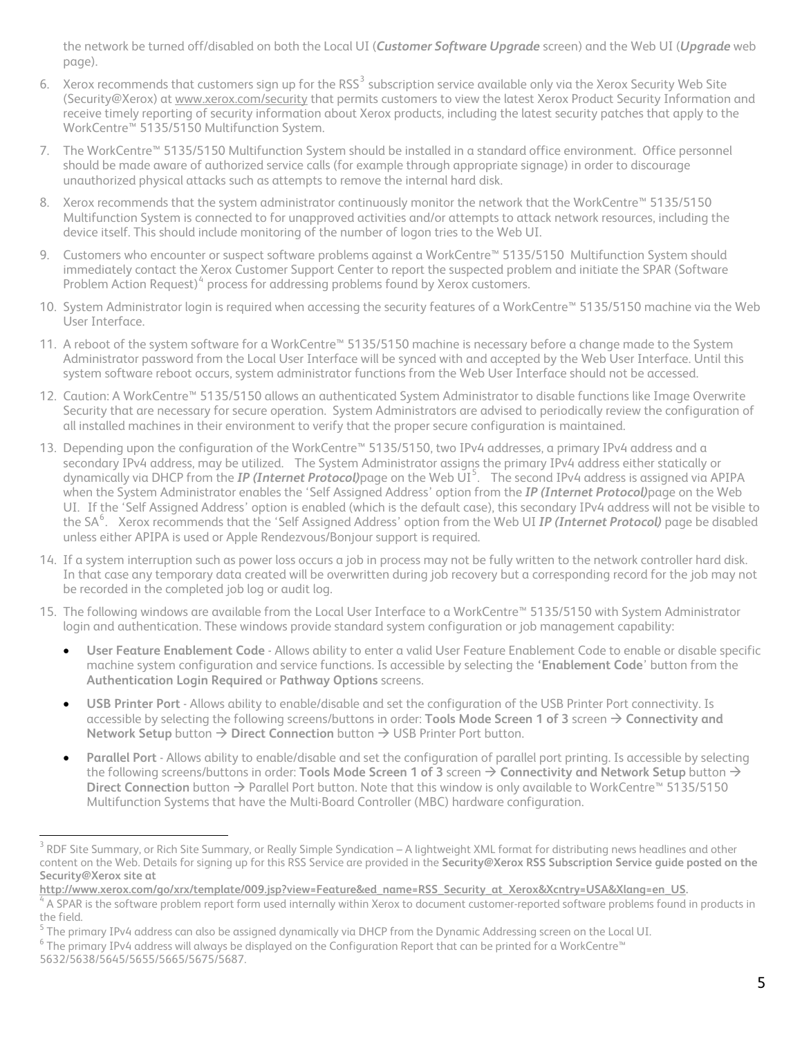the network be turned off/disabled on both the Local UI (***Customer Software Upgrade*** screen) and the Web UI (***Upgrade*** web page).

6. Xerox recommends that customers sign up for the RSS[3] subscription service available only via the Xerox Security Web Site (Security@Xerox) at www.xerox.com/security that permits customers to view the latest Xerox Product Security Information and receive timely reporting of security information about Xerox products, including the latest security patches that apply to the WorkCentre™ 5135/5150 Multifunction System.

7. The WorkCentre™ 5135/5150 Multifunction System should be installed in a standard office environment. Office personnel should be made aware of authorized service calls (for example through appropriate signage) in order to discourage unauthorized physical attacks such as attempts to remove the internal hard disk.

8. Xerox recommends that the system administrator continuously monitor the network that the WorkCentre™ 5135/5150 Multifunction System is connected to for unapproved activities and/or attempts to attack network resources, including the device itself. This should include monitoring of the number of logon tries to the Web UI.

9. Customers who encounter or suspect software problems against a WorkCentre™ 5135/5150 Multifunction System should immediately contact the Xerox Customer Support Center to report the suspected problem and initiate the SPAR (Software Problem Action Request)[4] process for addressing problems found by Xerox customers.

10. System Administrator login is required when accessing the security features of a WorkCentre™ 5135/5150 machine via the Web User Interface.

11. A reboot of the system software for a WorkCentre™ 5135/5150 machine is necessary before a change made to the System Administrator password from the Local User Interface will be synced with and accepted by the Web User Interface. Until this system software reboot occurs, system administrator functions from the Web User Interface should not be accessed.

12. Caution: A WorkCentre™ 5135/5150 allows an authenticated System Administrator to disable functions like Image Overwrite Security that are necessary for secure operation. System Administrators are advised to periodically review the configuration of all installed machines in their environment to verify that the proper secure configuration is maintained.

13. Depending upon the configuration of the WorkCentre™ 5135/5150, two IPv4 addresses, a primary IPv4 address and a secondary IPv4 address, may be utilized. The System Administrator assigns the primary IPv4 address either statically or dynamically via DHCP from the ***IP (Internet Protocol)*** page on the Web UI[5]. The second IPv4 address is assigned via APIPA when the System Administrator enables the 'Self Assigned Address' option from the ***IP (Internet Protocol)*** page on the Web UI. If the 'Self Assigned Address' option is enabled (which is the default case), this secondary IPv4 address will not be visible to the SA[6]. Xerox recommends that the 'Self Assigned Address' option from the Web UI ***IP (Internet Protocol)*** page be disabled unless either APIPA is used or Apple Rendezvous/Bonjour support is required.

14. If a system interruption such as power loss occurs a job in process may not be fully written to the network controller hard disk. In that case any temporary data created will be overwritten during job recovery but a corresponding record for the job may not be recorded in the completed job log or audit log.

15. The following windows are available from the Local User Interface to a WorkCentre™ 5135/5150 with System Administrator login and authentication. These windows provide standard system configuration or job management capability:

    - **User Feature Enablement Code** - Allows ability to enter a valid User Feature Enablement Code to enable or disable specific machine system configuration and service functions. Is accessible by selecting the '**Enablement Code**' button from the **Authentication Login Required** or **Pathway Options** screens.
    - **USB Printer Port** - Allows ability to enable/disable and set the configuration of the USB Printer Port connectivity. Is accessible by selecting the following screens/buttons in order: **Tools Mode Screen 1 of 3** screen → **Connectivity and Network Setup** button → **Direct Connection** button → USB Printer Port button.
    - **Parallel Port** - Allows ability to enable/disable and set the configuration of parallel port printing. Is accessible by selecting the following screens/buttons in order: **Tools Mode Screen 1 of 3** screen → **Connectivity and Network Setup** button → **Direct Connection** button → Parallel Port button. Note that this window is only available to WorkCentre™ 5135/5150 Multifunction Systems that have the Multi-Board Controller (MBC) hardware configuration.

---

[3] RDF Site Summary, or Rich Site Summary, or Really Simple Syndication – A lightweight XML format for distributing news headlines and other content on the Web. Details for signing up for this RSS Service are provided in the **Security@Xerox RSS Subscription Service guide posted on the Security@Xerox site at http://www.xerox.com/go/xrx/template/009.jsp?view=Feature&ed_name=RSS_Security_at_Xerox&Xcntry=USA&Xlang=en_US**.

[4] A SPAR is the software problem report form used internally within Xerox to document customer-reported software problems found in products in the field.

[5] The primary IPv4 address can also be assigned dynamically via DHCP from the Dynamic Addressing screen on the Local UI.

[6] The primary IPv4 address will always be displayed on the Configuration Report that can be printed for a WorkCentre™ 5632/5638/5645/5655/5665/5675/5687.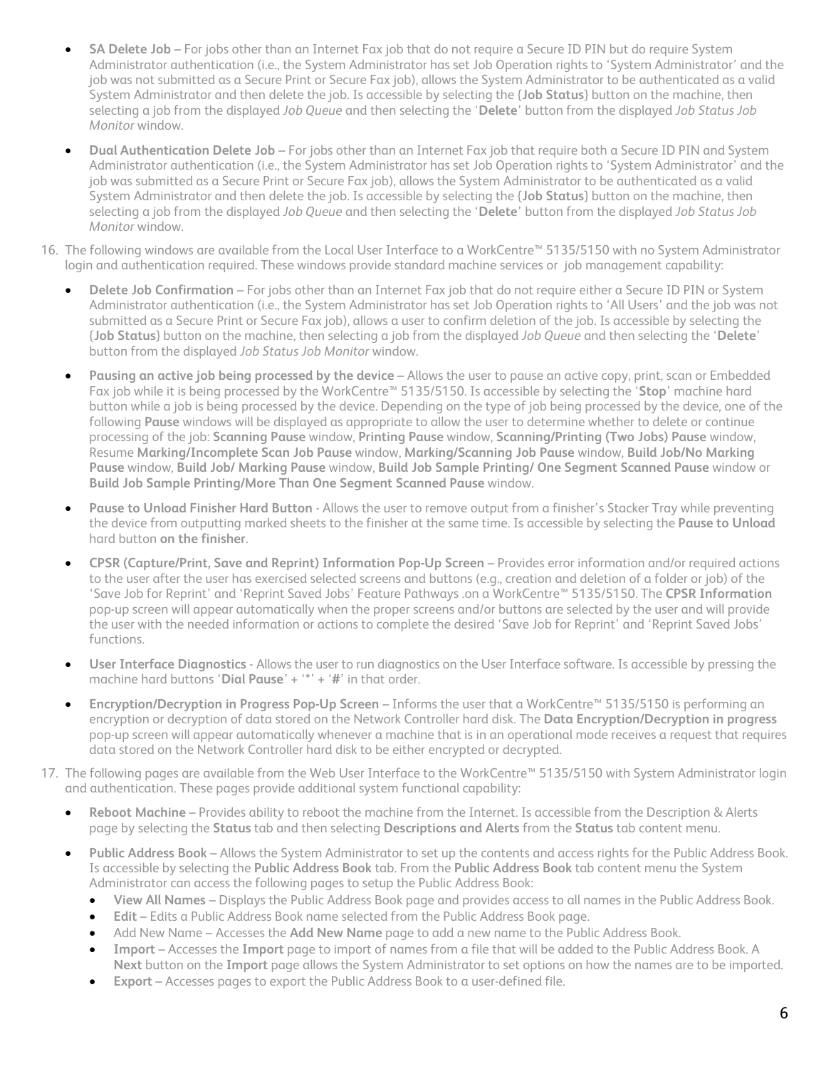- **SA Delete Job** – For jobs other than an Internet Fax job that do not require a Secure ID PIN but do require System Administrator authentication (i.e., the System Administrator has set Job Operation rights to 'System Administrator' and the job was not submitted as a Secure Print or Secure Fax job), allows the System Administrator to be authenticated as a valid System Administrator and then delete the job. Is accessible by selecting the {**Job Status**} button on the machine, then selecting a job from the displayed *Job Queue* and then selecting the '**Delete**' button from the displayed *Job Status Job Monitor* window.

- **Dual Authentication Delete Job** – For jobs other than an Internet Fax job that require both a Secure ID PIN and System Administrator authentication (i.e., the System Administrator has set Job Operation rights to 'System Administrator' and the job was submitted as a Secure Print or Secure Fax job), allows the System Administrator to be authenticated as a valid System Administrator and then delete the job. Is accessible by selecting the {**Job Status**} button on the machine, then selecting a job from the displayed *Job Queue* and then selecting the '**Delete**' button from the displayed *Job Status Job Monitor* window.

16. The following windows are available from the Local User Interface to a WorkCentre™ 5135/5150 with no System Administrator login and authentication required. These windows provide standard machine services or job management capability:

    - **Delete Job Confirmation** – For jobs other than an Internet Fax job that do not require either a Secure ID PIN or System Administrator authentication (i.e., the System Administrator has set Job Operation rights to 'All Users' and the job was not submitted as a Secure Print or Secure Fax job), allows a user to confirm deletion of the job. Is accessible by selecting the {**Job Status**} button on the machine, then selecting a job from the displayed *Job Queue* and then selecting the '**Delete**' button from the displayed *Job Status Job Monitor* window.

    - **Pausing an active job being processed by the device** – Allows the user to pause an active copy, print, scan or Embedded Fax job while it is being processed by the WorkCentre™ 5135/5150. Is accessible by selecting the '**Stop**' machine hard button while a job is being processed by the device. Depending on the type of job being processed by the device, one of the following **Pause** windows will be displayed as appropriate to allow the user to determine whether to delete or continue processing of the job: **Scanning Pause** window, **Printing Pause** window, **Scanning/Printing (Two Jobs) Pause** window, Resume **Marking/Incomplete Scan Job Pause** window, **Marking/Scanning Job Pause** window, **Build Job/No Marking Pause** window, **Build Job/ Marking Pause** window, **Build Job Sample Printing/ One Segment Scanned Pause** window or **Build Job Sample Printing/More Than One Segment Scanned Pause** window.

    - **Pause to Unload Finisher Hard Button** - Allows the user to remove output from a finisher's Stacker Tray while preventing the device from outputting marked sheets to the finisher at the same time. Is accessible by selecting the **Pause to Unload** hard button **on the finisher**.

    - **CPSR (Capture/Print, Save and Reprint) Information Pop-Up Screen** – Provides error information and/or required actions to the user after the user has exercised selected screens and buttons (e.g., creation and deletion of a folder or job) of the 'Save Job for Reprint' and 'Reprint Saved Jobs' Feature Pathways .on a WorkCentre™ 5135/5150. The **CPSR Information** pop-up screen will appear automatically when the proper screens and/or buttons are selected by the user and will provide the user with the needed information or actions to complete the desired 'Save Job for Reprint' and 'Reprint Saved Jobs' functions.

    - **User Interface Diagnostics** - Allows the user to run diagnostics on the User Interface software. Is accessible by pressing the machine hard buttons '**Dial Pause**' + '*' + '**#**' in that order.

    - **Encryption/Decryption in Progress Pop-Up Screen** – Informs the user that a WorkCentre™ 5135/5150 is performing an encryption or decryption of data stored on the Network Controller hard disk. The **Data Encryption/Decryption in progress** pop-up screen will appear automatically whenever a machine that is in an operational mode receives a request that requires data stored on the Network Controller hard disk to be either encrypted or decrypted.

17. The following pages are available from the Web User Interface to the WorkCentre™ 5135/5150 with System Administrator login and authentication. These pages provide additional system functional capability:

    - **Reboot Machine** – Provides ability to reboot the machine from the Internet. Is accessible from the Description & Alerts page by selecting the **Status** tab and then selecting **Descriptions and Alerts** from the **Status** tab content menu.

    - **Public Address Book** – Allows the System Administrator to set up the contents and access rights for the Public Address Book. Is accessible by selecting the **Public Address Book** tab. From the **Public Address Book** tab content menu the System Administrator can access the following pages to setup the Public Address Book:
        - **View All Names** – Displays the Public Address Book page and provides access to all names in the Public Address Book.
        - **Edit** – Edits a Public Address Book name selected from the Public Address Book page.
        - Add New Name – Accesses the **Add New Name** page to add a new name to the Public Address Book.
        - **Import** – Accesses the **Import** page to import of names from a file that will be added to the Public Address Book. A **Next** button on the **Import** page allows the System Administrator to set options on how the names are to be imported.
        - **Export** – Accesses pages to export the Public Address Book to a user-defined file.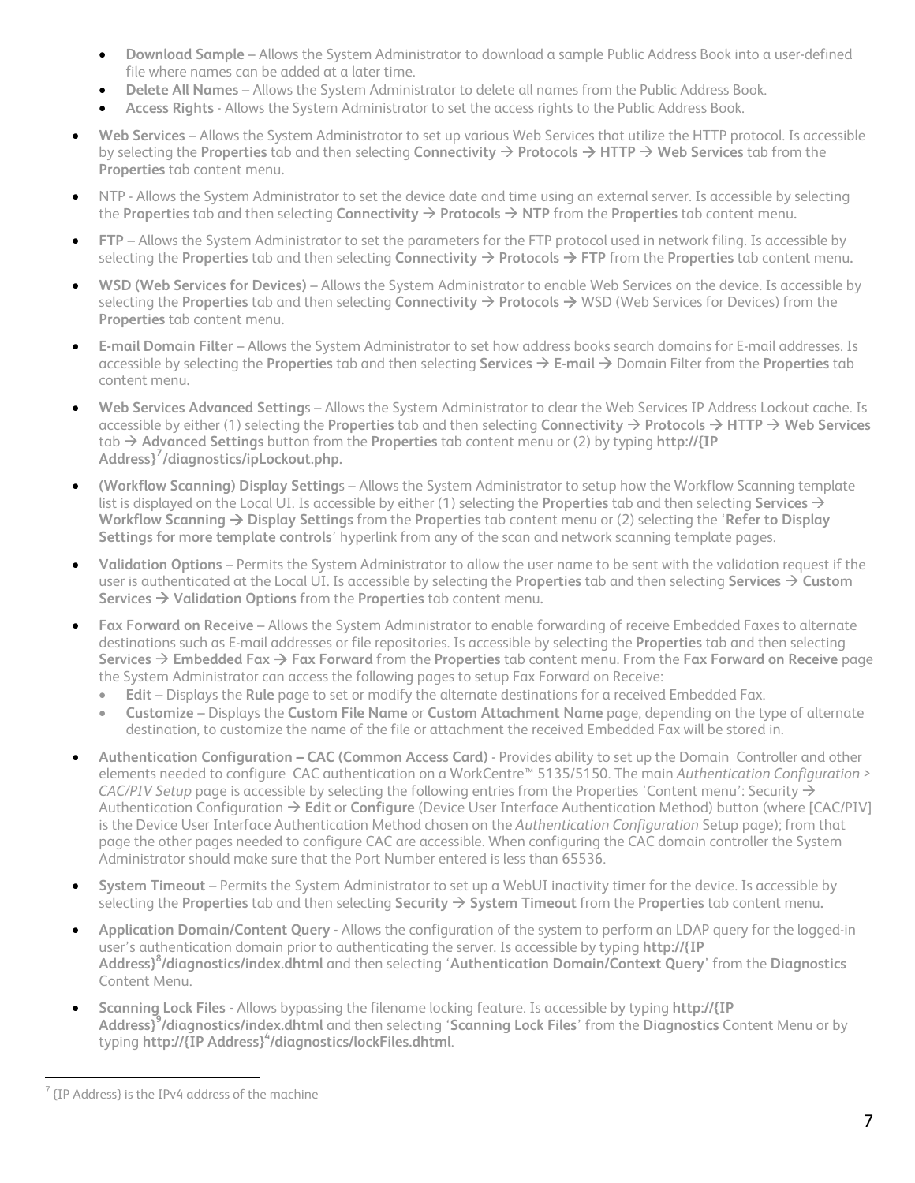- **Download Sample** – Allows the System Administrator to download a sample Public Address Book into a user-defined file where names can be added at a later time.
- **Delete All Names** – Allows the System Administrator to delete all names from the Public Address Book.
- **Access Rights** - Allows the System Administrator to set the access rights to the Public Address Book.

- **Web Services** – Allows the System Administrator to set up various Web Services that utilize the HTTP protocol. Is accessible by selecting the **Properties** tab and then selecting **Connectivity** → **Protocols** → **HTTP** → **Web Services** tab from the **Properties** tab content menu.
- NTP - Allows the System Administrator to set the device date and time using an external server. Is accessible by selecting the **Properties** tab and then selecting **Connectivity** → **Protocols** → **NTP** from the **Properties** tab content menu.
- **FTP** – Allows the System Administrator to set the parameters for the FTP protocol used in network filing. Is accessible by selecting the **Properties** tab and then selecting **Connectivity** → **Protocols** → **FTP** from the **Properties** tab content menu.
- **WSD (Web Services for Devices)** – Allows the System Administrator to enable Web Services on the device. Is accessible by selecting the **Properties** tab and then selecting **Connectivity** → **Protocols** → WSD (Web Services for Devices) from the **Properties** tab content menu.
- **E-mail Domain Filter** – Allows the System Administrator to set how address books search domains for E-mail addresses. Is accessible by selecting the **Properties** tab and then selecting **Services** → **E-mail** → Domain Filter from the **Properties** tab content menu.
- **Web Services Advanced Setting**s – Allows the System Administrator to clear the Web Services IP Address Lockout cache. Is accessible by either (1) selecting the **Properties** tab and then selecting **Connectivity** → **Protocols** → **HTTP** → **Web Services** tab → **Advanced Settings** button from the **Properties** tab content menu or (2) by typing **http://{IP Address}[7]/diagnostics/ipLockout.php.**
- **(Workflow Scanning) Display Setting**s – Allows the System Administrator to setup how the Workflow Scanning template list is displayed on the Local UI. Is accessible by either (1) selecting the **Properties** tab and then selecting **Services** → **Workflow Scanning** → **Display Settings** from the **Properties** tab content menu or (2) selecting the '**Refer to Display Settings for more template controls**' hyperlink from any of the scan and network scanning template pages.
- **Validation Options** – Permits the System Administrator to allow the user name to be sent with the validation request if the user is authenticated at the Local UI. Is accessible by selecting the **Properties** tab and then selecting **Services** → **Custom Services** → **Validation Options** from the **Properties** tab content menu.
- **Fax Forward on Receive** – Allows the System Administrator to enable forwarding of receive Embedded Faxes to alternate destinations such as E-mail addresses or file repositories. Is accessible by selecting the **Properties** tab and then selecting **Services** → **Embedded Fax** → **Fax Forward** from the **Properties** tab content menu. From the **Fax Forward on Receive** page the System Administrator can access the following pages to setup Fax Forward on Receive:
  - **Edit** – Displays the **Rule** page to set or modify the alternate destinations for a received Embedded Fax.
  - **Customize** – Displays the **Custom File Name** or **Custom Attachment Name** page, depending on the type of alternate destination, to customize the name of the file or attachment the received Embedded Fax will be stored in.
- **Authentication Configuration – CAC (Common Access Card)** - Provides ability to set up the Domain Controller and other elements needed to configure CAC authentication on a WorkCentre™ 5135/5150. The main *Authentication Configuration > CAC/PIV Setup* page is accessible by selecting the following entries from the Properties 'Content menu': Security → Authentication Configuration → **Edit** or **Configure** (Device User Interface Authentication Method) button (where [CAC/PIV] is the Device User Interface Authentication Method chosen on the *Authentication Configuration* Setup page); from that page the other pages needed to configure CAC are accessible. When configuring the CAC domain controller the System Administrator should make sure that the Port Number entered is less than 65536.
- **System Timeout** – Permits the System Administrator to set up a WebUI inactivity timer for the device. Is accessible by selecting the **Properties** tab and then selecting **Security** → **System Timeout** from the **Properties** tab content menu.
- **Application Domain/Content Query -** Allows the configuration of the system to perform an LDAP query for the logged-in user's authentication domain prior to authenticating the server. Is accessible by typing **http://{IP Address}[8]/diagnostics/index.dhtml** and then selecting '**Authentication Domain/Context Query**' from the **Diagnostics** Content Menu.
- **Scanning Lock Files -** Allows bypassing the filename locking feature. Is accessible by typing **http://{IP Address}[9]/diagnostics/index.dhtml** and then selecting '**Scanning Lock Files**' from the **Diagnostics** Content Menu or by typing **http://{IP Address}[4]/diagnostics/lockFiles.dhtml**.

[7] {IP Address} is the IPv4 address of the machine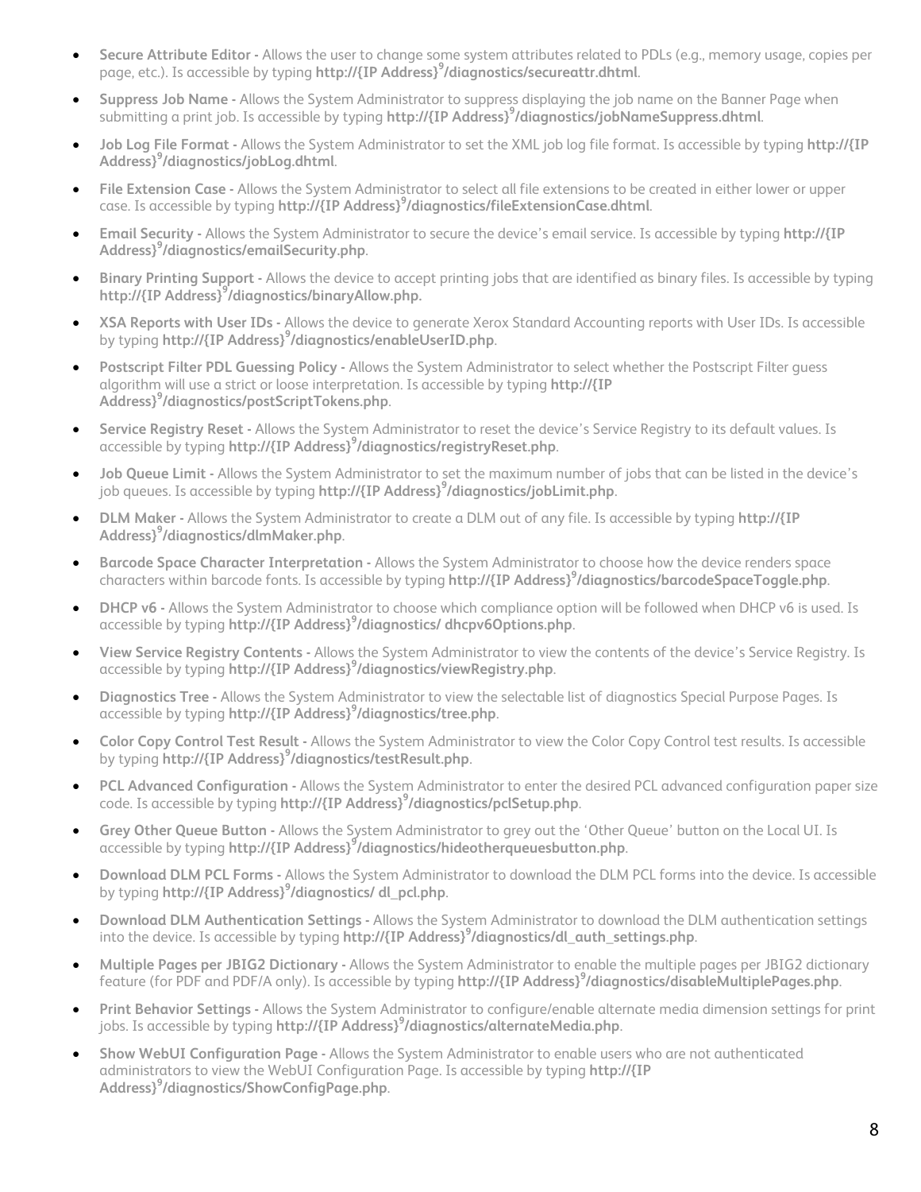- **Secure Attribute Editor -** Allows the user to change some system attributes related to PDLs (e.g., memory usage, copies per page, etc.). Is accessible by typing **http://{IP Address}[9]/diagnostics/secureattr.dhtml**.
- **Suppress Job Name -** Allows the System Administrator to suppress displaying the job name on the Banner Page when submitting a print job. Is accessible by typing **http://{IP Address}[9]/diagnostics/jobNameSuppress.dhtml**.
- **Job Log File Format -** Allows the System Administrator to set the XML job log file format. Is accessible by typing **http://{IP Address}[9]/diagnostics/jobLog.dhtml**.
- **File Extension Case -** Allows the System Administrator to select all file extensions to be created in either lower or upper case. Is accessible by typing **http://{IP Address}[9]/diagnostics/fileExtensionCase.dhtml**.
- **Email Security -** Allows the System Administrator to secure the device's email service. Is accessible by typing **http://{IP Address}[9]/diagnostics/emailSecurity.php**.
- **Binary Printing Support -** Allows the device to accept printing jobs that are identified as binary files. Is accessible by typing **http://{IP Address}[9]/diagnostics/binaryAllow.php.**
- **XSA Reports with User IDs -** Allows the device to generate Xerox Standard Accounting reports with User IDs. Is accessible by typing **http://{IP Address}[9]/diagnostics/enableUserID.php**.
- **Postscript Filter PDL Guessing Policy -** Allows the System Administrator to select whether the Postscript Filter guess algorithm will use a strict or loose interpretation. Is accessible by typing **http://{IP Address}[9]/diagnostics/postScriptTokens.php**.
- **Service Registry Reset -** Allows the System Administrator to reset the device's Service Registry to its default values. Is accessible by typing **http://{IP Address}[9]/diagnostics/registryReset.php**.
- **Job Queue Limit -** Allows the System Administrator to set the maximum number of jobs that can be listed in the device's job queues. Is accessible by typing **http://{IP Address}[9]/diagnostics/jobLimit.php**.
- **DLM Maker -** Allows the System Administrator to create a DLM out of any file. Is accessible by typing **http://{IP Address}[9]/diagnostics/dlmMaker.php**.
- **Barcode Space Character Interpretation -** Allows the System Administrator to choose how the device renders space characters within barcode fonts. Is accessible by typing **http://{IP Address}[9]/diagnostics/barcodeSpaceToggle.php**.
- **DHCP v6 -** Allows the System Administrator to choose which compliance option will be followed when DHCP v6 is used. Is accessible by typing **http://{IP Address}[9]/diagnostics/ dhcpv6Options.php**.
- **View Service Registry Contents -** Allows the System Administrator to view the contents of the device's Service Registry. Is accessible by typing **http://{IP Address}[9]/diagnostics/viewRegistry.php**.
- **Diagnostics Tree -** Allows the System Administrator to view the selectable list of diagnostics Special Purpose Pages. Is accessible by typing **http://{IP Address}[9]/diagnostics/tree.php**.
- **Color Copy Control Test Result -** Allows the System Administrator to view the Color Copy Control test results. Is accessible by typing **http://{IP Address}[9]/diagnostics/testResult.php**.
- **PCL Advanced Configuration -** Allows the System Administrator to enter the desired PCL advanced configuration paper size code. Is accessible by typing **http://{IP Address}[9]/diagnostics/pclSetup.php**.
- **Grey Other Queue Button -** Allows the System Administrator to grey out the 'Other Queue' button on the Local UI. Is accessible by typing **http://{IP Address}[9]/diagnostics/hideotherqueuesbutton.php**.
- **Download DLM PCL Forms -** Allows the System Administrator to download the DLM PCL forms into the device. Is accessible by typing **http://{IP Address}[9]/diagnostics/ dl_pcl.php**.
- **Download DLM Authentication Settings -** Allows the System Administrator to download the DLM authentication settings into the device. Is accessible by typing **http://{IP Address}[9]/diagnostics/dl_auth_settings.php**.
- **Multiple Pages per JBIG2 Dictionary -** Allows the System Administrator to enable the multiple pages per JBIG2 dictionary feature (for PDF and PDF/A only). Is accessible by typing **http://{IP Address}[9]/diagnostics/disableMultiplePages.php**.
- **Print Behavior Settings -** Allows the System Administrator to configure/enable alternate media dimension settings for print jobs. Is accessible by typing **http://{IP Address}[9]/diagnostics/alternateMedia.php**.
- **Show WebUI Configuration Page -** Allows the System Administrator to enable users who are not authenticated administrators to view the WebUI Configuration Page. Is accessible by typing **http://{IP Address}[9]/diagnostics/ShowConfigPage.php**.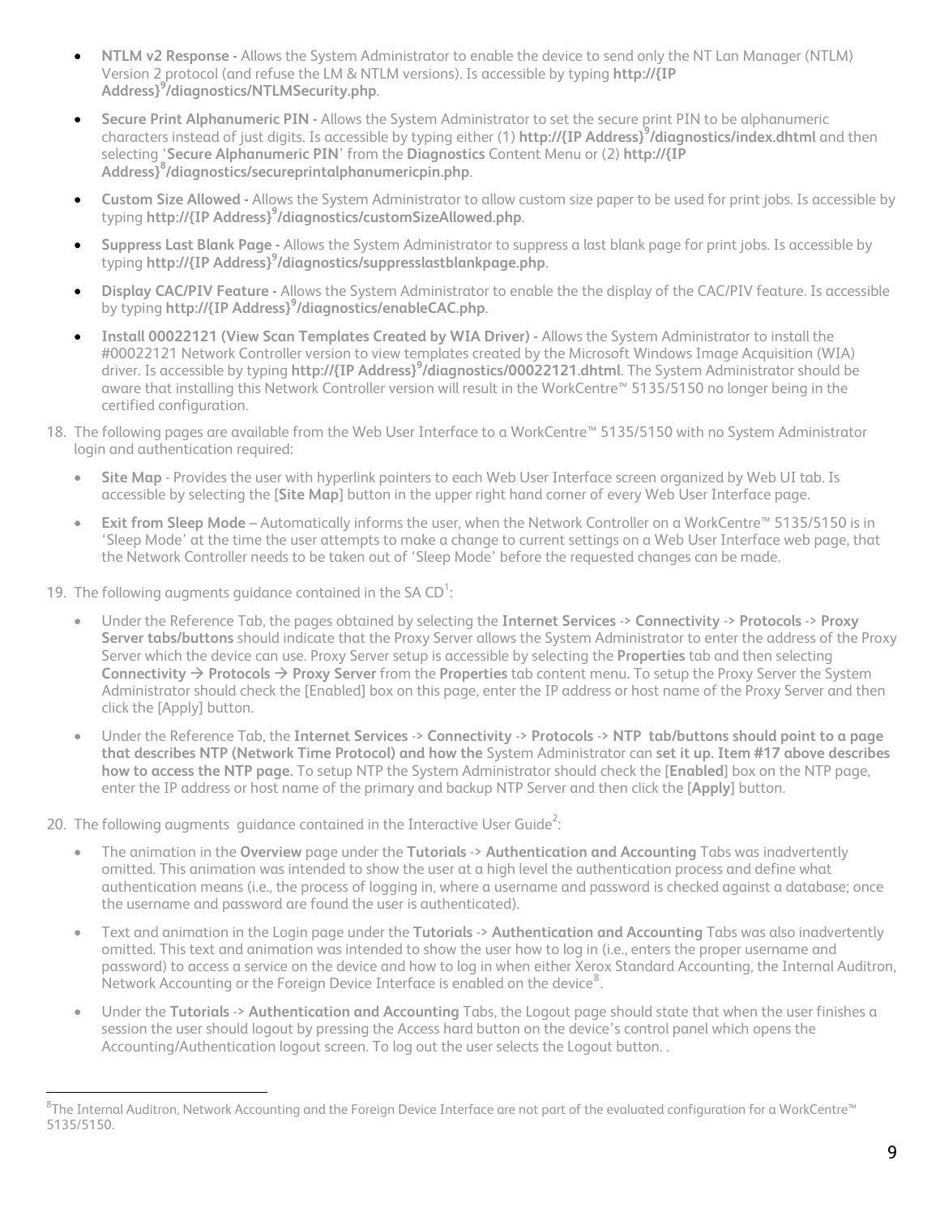- **NTLM v2 Response -** Allows the System Administrator to enable the device to send only the NT Lan Manager (NTLM) Version 2 protocol (and refuse the LM & NTLM versions). Is accessible by typing **http://{IP Address}[9]/diagnostics/NTLMSecurity.php**.

- **Secure Print Alphanumeric PIN -** Allows the System Administrator to set the secure print PIN to be alphanumeric characters instead of just digits. Is accessible by typing either (1) **http://{IP Address}[9]/diagnostics/index.dhtml** and then selecting '**Secure Alphanumeric PIN**' from the **Diagnostics** Content Menu or (2) **http://{IP Address}[8]/diagnostics/secureprintalphanumericpin.php**.

- **Custom Size Allowed -** Allows the System Administrator to allow custom size paper to be used for print jobs. Is accessible by typing **http://{IP Address}[9]/diagnostics/customSizeAllowed.php**.

- **Suppress Last Blank Page -** Allows the System Administrator to suppress a last blank page for print jobs. Is accessible by typing **http://{IP Address}[9]/diagnostics/suppresslastblankpage.php**.

- **Display CAC/PIV Feature -** Allows the System Administrator to enable the the display of the CAC/PIV feature. Is accessible by typing **http://{IP Address}[9]/diagnostics/enableCAC.php**.

- **Install 00022121 (View Scan Templates Created by WIA Driver) -** Allows the System Administrator to install the #00022121 Network Controller version to view templates created by the Microsoft Windows Image Acquisition (WIA) driver. Is accessible by typing **http://{IP Address}[9]/diagnostics/00022121.dhtml**. The System Administrator should be aware that installing this Network Controller version will result in the WorkCentre™ 5135/5150 no longer being in the certified configuration.

18. The following pages are available from the Web User Interface to a WorkCentre™ 5135/5150 with no System Administrator login and authentication required:

    - **Site Map** - Provides the user with hyperlink pointers to each Web User Interface screen organized by Web UI tab. Is accessible by selecting the [**Site Map**] button in the upper right hand corner of every Web User Interface page.

    - **Exit from Sleep Mode** – Automatically informs the user, when the Network Controller on a WorkCentre™ 5135/5150 is in 'Sleep Mode' at the time the user attempts to make a change to current settings on a Web User Interface web page, that the Network Controller needs to be taken out of 'Sleep Mode' before the requested changes can be made.

19. The following augments guidance contained in the SA CD[1]:

    - Under the Reference Tab, the pages obtained by selecting the **Internet Services** -> **Connectivity** -> **Protocols** -> **Proxy Server tabs/buttons** should indicate that the Proxy Server allows the System Administrator to enter the address of the Proxy Server which the device can use. Proxy Server setup is accessible by selecting the **Properties** tab and then selecting **Connectivity → Protocols → Proxy Server** from the **Properties** tab content menu**.** To setup the Proxy Server the System Administrator should check the [Enabled] box on this page, enter the IP address or host name of the Proxy Server and then click the [Apply] button.

    - Under the Reference Tab, the **Internet Services** -> **Connectivity** -> **Protocols** -> **NTP tab/buttons should point to a page that describes NTP (Network Time Protocol) and how the** System Administrator can **set it up. Item #17 above describes how to access the NTP page.** To setup NTP the System Administrator should check the [**Enabled**] box on the NTP page, enter the IP address or host name of the primary and backup NTP Server and then click the [**Apply**] button.

20. The following augments guidance contained in the Interactive User Guide[2]:

    - The animation in the **Overview** page under the **Tutorials** -> **Authentication and Accounting** Tabs was inadvertently omitted. This animation was intended to show the user at a high level the authentication process and define what authentication means (i.e., the process of logging in, where a username and password is checked against a database; once the username and password are found the user is authenticated).

    - Text and animation in the Login page under the **Tutorials** -> **Authentication and Accounting** Tabs was also inadvertently omitted. This text and animation was intended to show the user how to log in (i.e., enters the proper username and password) to access a service on the device and how to log in when either Xerox Standard Accounting, the Internal Auditron, Network Accounting or the Foreign Device Interface is enabled on the device[8].

    - Under the **Tutorials** -> **Authentication and Accounting** Tabs, the Logout page should state that when the user finishes a session the user should logout by pressing the Access hard button on the device's control panel which opens the Accounting/Authentication logout screen. To log out the user selects the Logout button. .

---

[8]The Internal Auditron, Network Accounting and the Foreign Device Interface are not part of the evaluated configuration for a WorkCentre™ 5135/5150.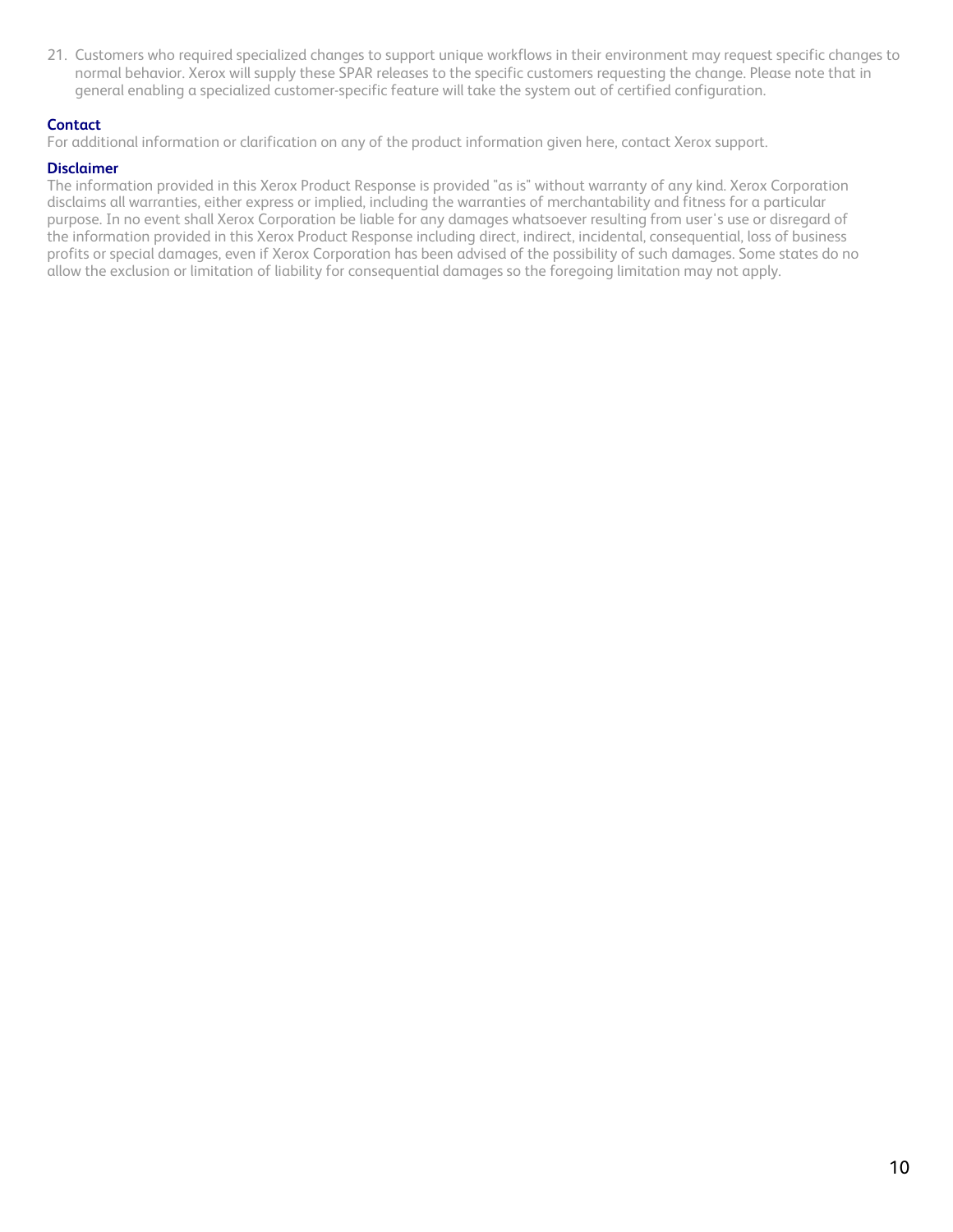21. Customers who required specialized changes to support unique workflows in their environment may request specific changes to normal behavior. Xerox will supply these SPAR releases to the specific customers requesting the change. Please note that in general enabling a specialized customer-specific feature will take the system out of certified configuration.

### Contact

For additional information or clarification on any of the product information given here, contact Xerox support.

### Disclaimer

The information provided in this Xerox Product Response is provided "as is" without warranty of any kind. Xerox Corporation disclaims all warranties, either express or implied, including the warranties of merchantability and fitness for a particular purpose. In no event shall Xerox Corporation be liable for any damages whatsoever resulting from user's use or disregard of the information provided in this Xerox Product Response including direct, indirect, incidental, consequential, loss of business profits or special damages, even if Xerox Corporation has been advised of the possibility of such damages. Some states do no allow the exclusion or limitation of liability for consequential damages so the foregoing limitation may not apply.